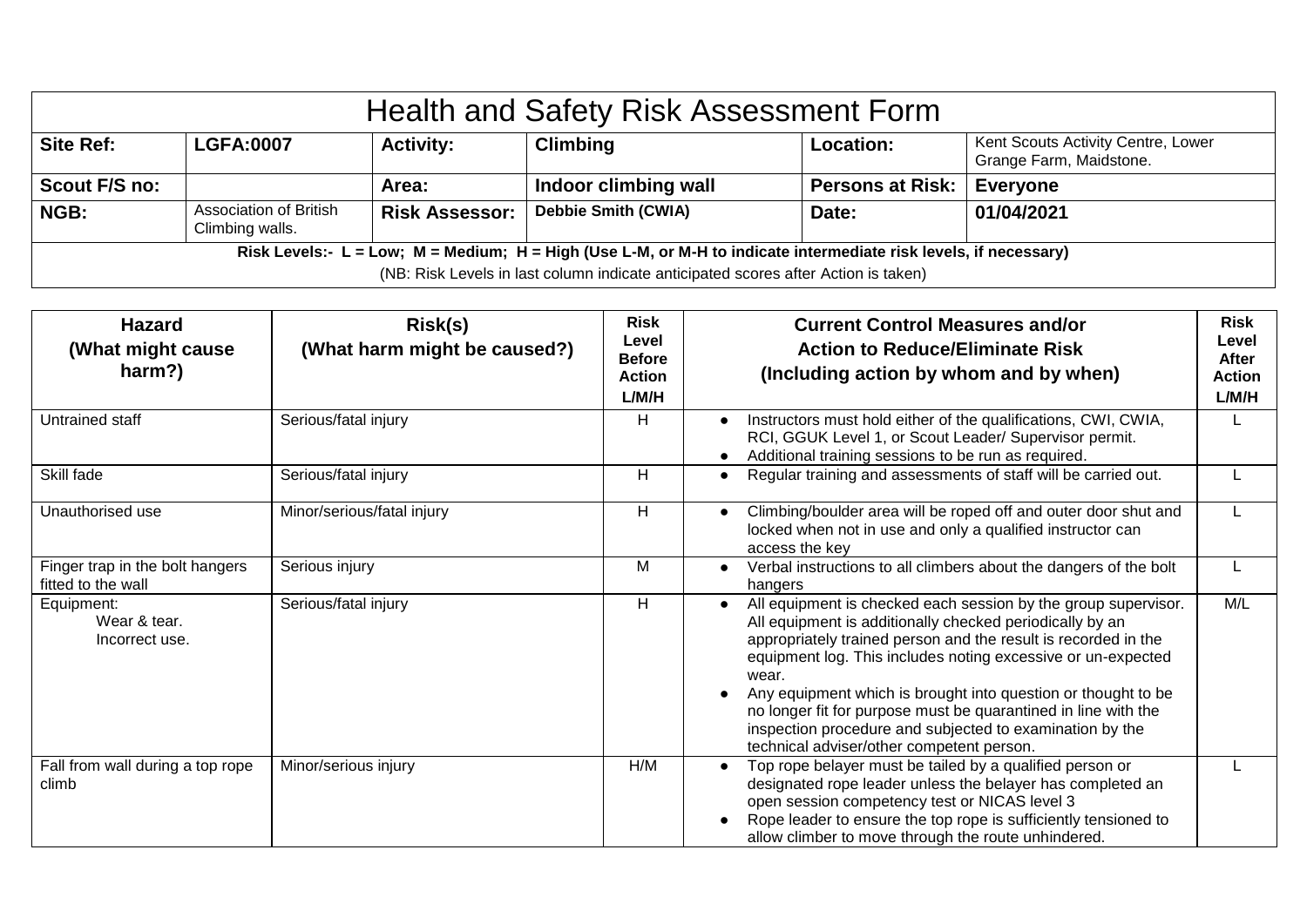# Health and Safety Risk Assessment Form

| **Site Ref:** | **LGFA:0007** | **Activity:** | **Climbing** | **Location:** | Kent Scouts Activity Centre, Lower Grange Farm, Maidstone. |
|---|---|---|---|---|---|
| **Scout F/S no:** | | **Area:** | **Indoor climbing wall** | **Persons at Risk:** | **Everyone** |
| **NGB:** | Association of British Climbing walls. | **Risk Assessor:** | **Debbie Smith (CWIA)** | **Date:** | **01/04/2021** |

**Risk Levels:- L = Low; M = Medium; H = High (Use L-M, or M-H to indicate intermediate risk levels, if necessary)**

(NB: Risk Levels in last column indicate anticipated scores after Action is taken)

| **Hazard (What might cause harm?)** | **Risk(s) (What harm might be caused?)** | **Risk Level Before Action L/M/H** | **Current Control Measures and/or Action to Reduce/Eliminate Risk (Including action by whom and by when)** | **Risk Level After Action L/M/H** |
|---|---|---|---|---|
| Untrained staff | Serious/fatal injury | H | • Instructors must hold either of the qualifications, CWI, CWIA, RCI, GGUK Level 1, or Scout Leader/ Supervisor permit.<br>• Additional training sessions to be run as required. | L |
| Skill fade | Serious/fatal injury | H | • Regular training and assessments of staff will be carried out. | L |
| Unauthorised use | Minor/serious/fatal injury | H | • Climbing/boulder area will be roped off and outer door shut and locked when not in use and only a qualified instructor can access the key | L |
| Finger trap in the bolt hangers fitted to the wall | Serious injury | M | • Verbal instructions to all climbers about the dangers of the bolt hangers | L |
| Equipment:<br>Wear & tear.<br>Incorrect use. | Serious/fatal injury | H | • All equipment is checked each session by the group supervisor. All equipment is additionally checked periodically by an appropriately trained person and the result is recorded in the equipment log. This includes noting excessive or un-expected wear.<br>• Any equipment which is brought into question or thought to be no longer fit for purpose must be quarantined in line with the inspection procedure and subjected to examination by the technical adviser/other competent person. | M/L |
| Fall from wall during a top rope climb | Minor/serious injury | H/M | • Top rope belayer must be tailed by a qualified person or designated rope leader unless the belayer has completed an open session competency test or NICAS level 3<br>• Rope leader to ensure the top rope is sufficiently tensioned to allow climber to move through the route unhindered. | L |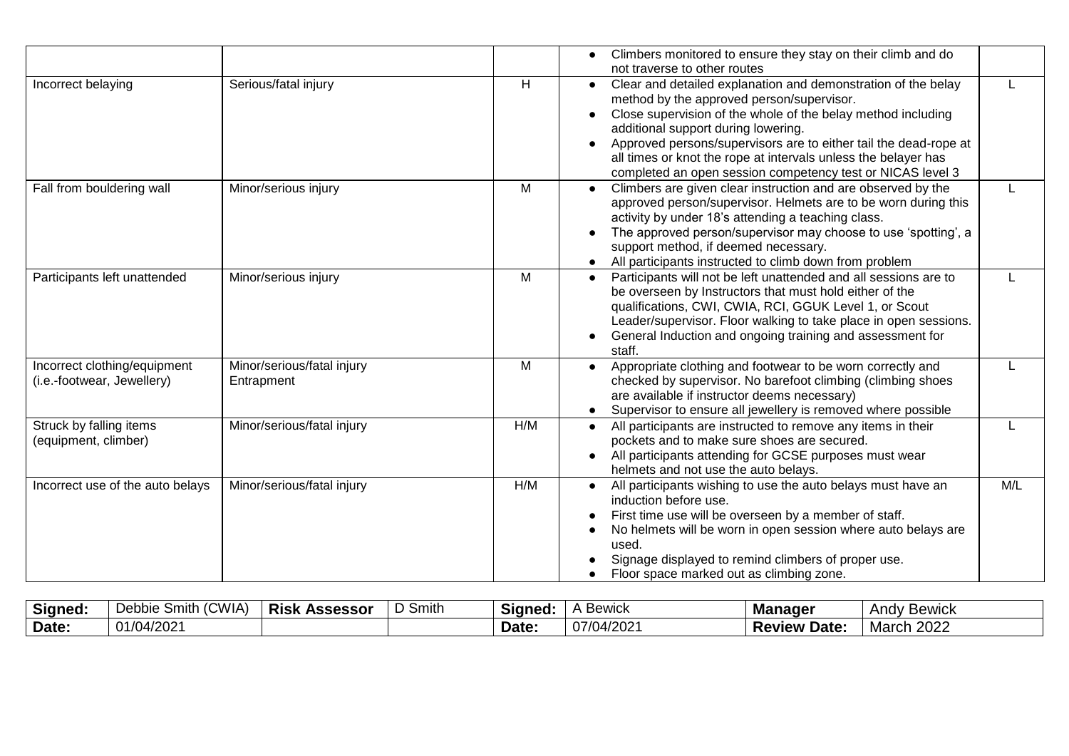| | | | | |
|---|---|---|---|---|
| | | | • Climbers monitored to ensure they stay on their climb and do not traverse to other routes | |
| Incorrect belaying | Serious/fatal injury | H | • Clear and detailed explanation and demonstration of the belay method by the approved person/supervisor.<br>• Close supervision of the whole of the belay method including additional support during lowering.<br>• Approved persons/supervisors are to either tail the dead-rope at all times or knot the rope at intervals unless the belayer has completed an open session competency test or NICAS level 3 | L |
| Fall from bouldering wall | Minor/serious injury | M | • Climbers are given clear instruction and are observed by the approved person/supervisor. Helmets are to be worn during this activity by under 18's attending a teaching class.<br>• The approved person/supervisor may choose to use 'spotting', a support method, if deemed necessary.<br>• All participants instructed to climb down from problem | L |
| Participants left unattended | Minor/serious injury | M | • Participants will not be left unattended and all sessions are to be overseen by Instructors that must hold either of the qualifications, CWI, CWIA, RCI, GGUK Level 1, or Scout Leader/supervisor. Floor walking to take place in open sessions.<br>• General Induction and ongoing training and assessment for staff. | L |
| Incorrect clothing/equipment (i.e.-footwear, Jewellery) | Minor/serious/fatal injury<br>Entrapment | M | • Appropriate clothing and footwear to be worn correctly and checked by supervisor. No barefoot climbing (climbing shoes are available if instructor deems necessary)<br>• Supervisor to ensure all jewellery is removed where possible | L |
| Struck by falling items (equipment, climber) | Minor/serious/fatal injury | H/M | • All participants are instructed to remove any items in their pockets and to make sure shoes are secured.<br>• All participants attending for GCSE purposes must wear helmets and not use the auto belays. | L |
| Incorrect use of the auto belays | Minor/serious/fatal injury | H/M | • All participants wishing to use the auto belays must have an induction before use.<br>• First time use will be overseen by a member of staff.<br>• No helmets will be worn in open session where auto belays are used.<br>• Signage displayed to remind climbers of proper use.<br>• Floor space marked out as climbing zone. | M/L |

| **Signed:** | Debbie Smith (CWIA) | **Risk Assessor** | D Smith | **Signed:** | A Bewick | **Manager** | Andy Bewick |
|---|---|---|---|---|---|---|---|
| **Date:** | 01/04/2021 | | | **Date:** | 07/04/2021 | **Review Date:** | March 2022 |